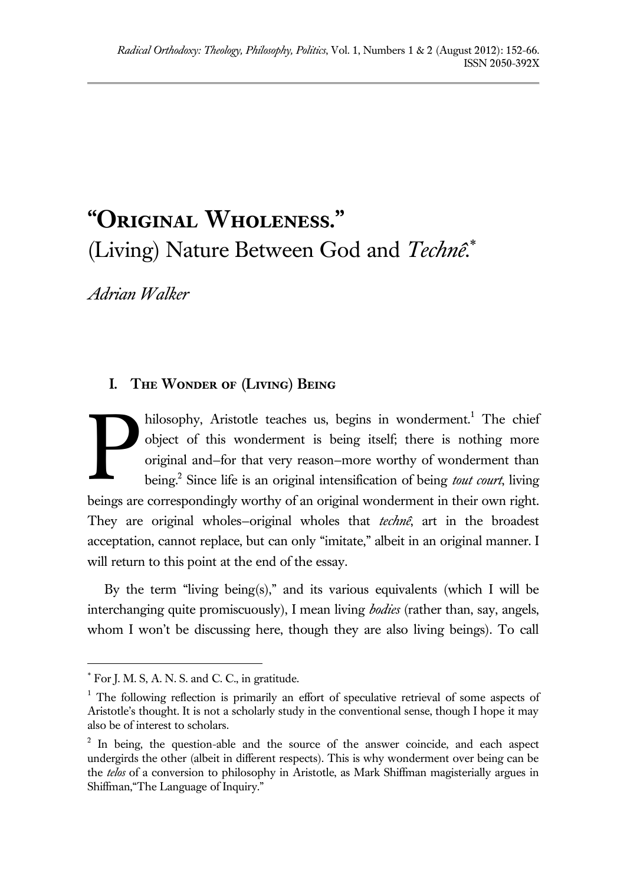# "Original Wholeness." (Living) Nature Between God and *Technê*.[*]

*Adrian Walker*

## I. The Wonder of (Living) Being

Philosophy, Aristotle teaches us, begins in wonderment.[1] The chief object of this wonderment is being itself; there is nothing more original and–for that very reason–more worthy of wonderment than being.[2] Since life is an original intensification of being *tout court*, living beings are correspondingly worthy of an original wonderment in their own right. They are original wholes–original wholes that *technê*, art in the broadest acceptation, cannot replace, but can only "imitate," albeit in an original manner. I will return to this point at the end of the essay.

By the term "living being(s)," and its various equivalents (which I will be interchanging quite promiscuously), I mean living *bodies* (rather than, say, angels, whom I won't be discussing here, though they are also living beings). To call

---

[*] For J. M. S, A. N. S. and C. C., in gratitude.

[1] The following reflection is primarily an effort of speculative retrieval of some aspects of Aristotle's thought. It is not a scholarly study in the conventional sense, though I hope it may also be of interest to scholars.

[2] In being, the question-able and the source of the answer coincide, and each aspect undergirds the other (albeit in different respects). This is why wonderment over being can be the *telos* of a conversion to philosophy in Aristotle, as Mark Shiffman magisterially argues in Shiffman,"The Language of Inquiry."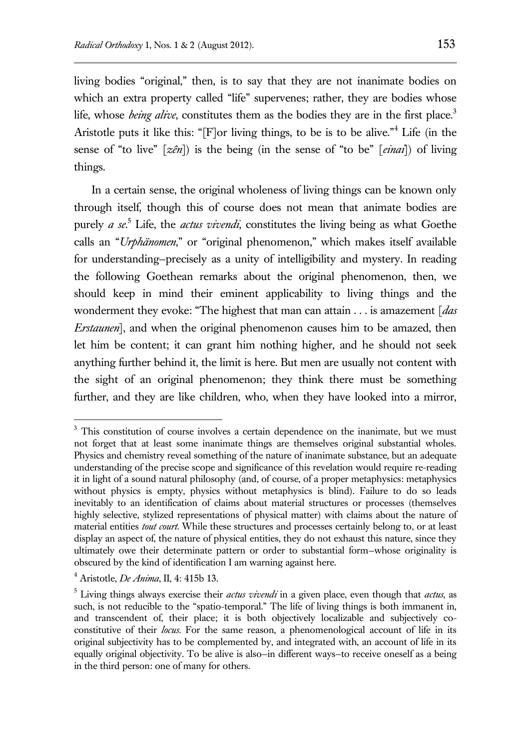living bodies "original," then, is to say that they are not inanimate bodies on which an extra property called "life" supervenes; rather, they are bodies whose life, whose *being alive*, constitutes them as the bodies they are in the first place.[3] Aristotle puts it like this: "[F]or living things, to be is to be alive."[4] Life (in the sense of "to live" [*zên*]) is the being (in the sense of "to be" [*einai*]) of living things.

In a certain sense, the original wholeness of living things can be known only through itself, though this of course does not mean that animate bodies are purely *a se*.[5] Life, the *actus vivendi*, constitutes the living being as what Goethe calls an "*Urphänomen*," or "original phenomenon," which makes itself available for understanding—precisely as a unity of intelligibility and mystery. In reading the following Goethean remarks about the original phenomenon, then, we should keep in mind their eminent applicability to living things and the wonderment they evoke: "The highest that man can attain . . . is amazement [*das Erstaunen*], and when the original phenomenon causes him to be amazed, then let him be content; it can grant him nothing higher, and he should not seek anything further behind it, the limit is here. But men are usually not content with the sight of an original phenomenon; they think there must be something further, and they are like children, who, when they have looked into a mirror,

---

[3] This constitution of course involves a certain dependence on the inanimate, but we must not forget that at least some inanimate things are themselves original substantial wholes. Physics and chemistry reveal something of the nature of inanimate substance, but an adequate understanding of the precise scope and significance of this revelation would require re-reading it in light of a sound natural philosophy (and, of course, of a proper metaphysics: metaphysics without physics is empty, physics without metaphysics is blind). Failure to do so leads inevitably to an identification of claims about material structures or processes (themselves highly selective, stylized representations of physical matter) with claims about the nature of material entities *tout court*. While these structures and processes certainly belong to, or at least display an aspect of, the nature of physical entities, they do not exhaust this nature, since they ultimately owe their determinate pattern or order to substantial form—whose originality is obscured by the kind of identification I am warning against here.

[4] Aristotle, *De Anima*, II, 4: 415b 13.

[5] Living things always exercise their *actus vivendi* in a given place, even though that *actus*, as such, is not reducible to the "spatio-temporal." The life of living things is both immanent in, and transcendent of, their place; it is both objectively localizable and subjectively co-constitutive of their *locus*. For the same reason, a phenomenological account of life in its original subjectivity has to be complemented by, and integrated with, an account of life in its equally original objectivity. To be alive is also—in different ways—to receive oneself as a being in the third person: one of many for others.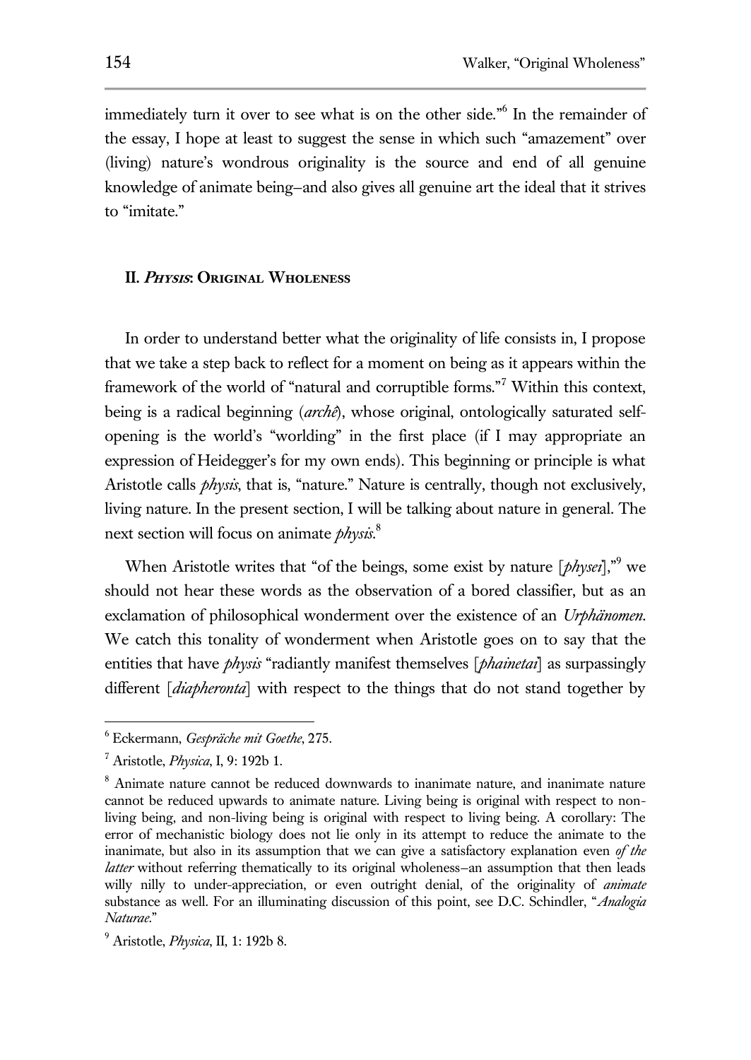immediately turn it over to see what is on the other side."[6] In the remainder of the essay, I hope at least to suggest the sense in which such "amazement" over (living) nature's wondrous originality is the source and end of all genuine knowledge of animate being–and also gives all genuine art the ideal that it strives to "imitate."

## II. *Physis*: Original Wholeness

In order to understand better what the originality of life consists in, I propose that we take a step back to reflect for a moment on being as it appears within the framework of the world of "natural and corruptible forms."[7] Within this context, being is a radical beginning (*archê*), whose original, ontologically saturated self-opening is the world's "worlding" in the first place (if I may appropriate an expression of Heidegger's for my own ends). This beginning or principle is what Aristotle calls *physis*, that is, "nature." Nature is centrally, though not exclusively, living nature. In the present section, I will be talking about nature in general. The next section will focus on animate *physis*.[8]

When Aristotle writes that "of the beings, some exist by nature [*physei*],"[9] we should not hear these words as the observation of a bored classifier, but as an exclamation of philosophical wonderment over the existence of an *Urphänomen*. We catch this tonality of wonderment when Aristotle goes on to say that the entities that have *physis* "radiantly manifest themselves [*phainetai*] as surpassingly different [*diapheronta*] with respect to the things that do not stand together by

---

[6] Eckermann, *Gespräche mit Goethe*, 275.

[7] Aristotle, *Physica*, I, 9: 192b 1.

[8] Animate nature cannot be reduced downwards to inanimate nature, and inanimate nature cannot be reduced upwards to animate nature. Living being is original with respect to non-living being, and non-living being is original with respect to living being. A corollary: The error of mechanistic biology does not lie only in its attempt to reduce the animate to the inanimate, but also in its assumption that we can give a satisfactory explanation even *of the latter* without referring thematically to its original wholeness–an assumption that then leads willy nilly to under-appreciation, or even outright denial, of the originality of *animate* substance as well. For an illuminating discussion of this point, see D.C. Schindler, "*Analogia Naturae*."

[9] Aristotle, *Physica*, II, 1: 192b 8.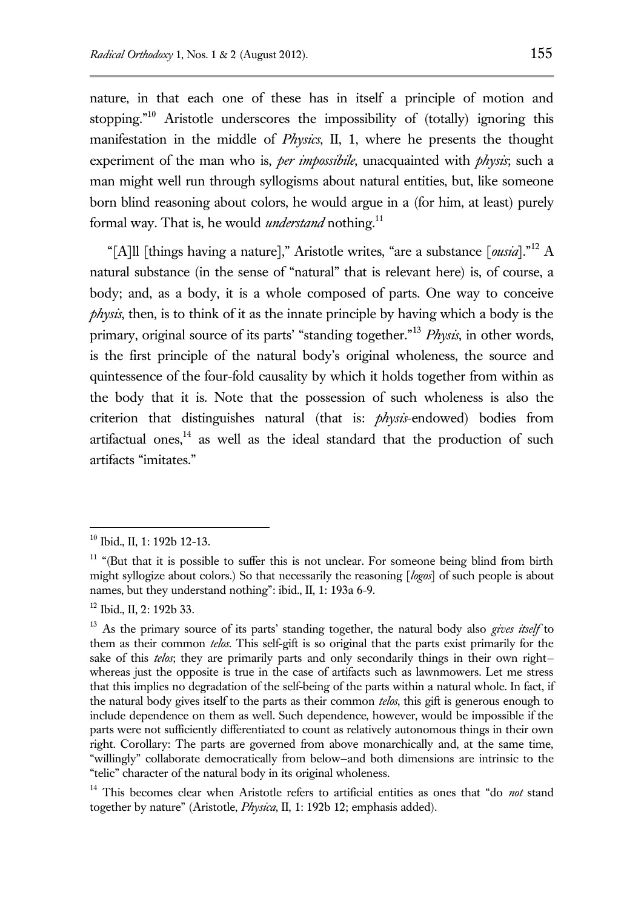nature, in that each one of these has in itself a principle of motion and stopping."[10] Aristotle underscores the impossibility of (totally) ignoring this manifestation in the middle of *Physics*, II, 1, where he presents the thought experiment of the man who is, *per impossibile*, unacquainted with *physis*; such a man might well run through syllogisms about natural entities, but, like someone born blind reasoning about colors, he would argue in a (for him, at least) purely formal way. That is, he would *understand* nothing.[11]

"[A]ll [things having a nature]," Aristotle writes, "are a substance [*ousia*]."[12] A natural substance (in the sense of "natural" that is relevant here) is, of course, a body; and, as a body, it is a whole composed of parts. One way to conceive *physis*, then, is to think of it as the innate principle by having which a body is the primary, original source of its parts' "standing together."[13] *Physis*, in other words, is the first principle of the natural body's original wholeness, the source and quintessence of the four-fold causality by which it holds together from within as the body that it is. Note that the possession of such wholeness is also the criterion that distinguishes natural (that is: *physis*-endowed) bodies from artifactual ones,[14] as well as the ideal standard that the production of such artifacts "imitates."

---

[10] Ibid., II, 1: 192b 12-13.

[11] "(But that it is possible to suffer this is not unclear. For someone being blind from birth might syllogize about colors.) So that necessarily the reasoning [*logos*] of such people is about names, but they understand nothing": ibid., II, 1: 193a 6-9.

[12] Ibid., II, 2: 192b 33.

[13] As the primary source of its parts' standing together, the natural body also *gives itself* to them as their common *telos*. This self-gift is so original that the parts exist primarily for the sake of this *telos*; they are primarily parts and only secondarily things in their own right—whereas just the opposite is true in the case of artifacts such as lawnmowers. Let me stress that this implies no degradation of the self-being of the parts within a natural whole. In fact, if the natural body gives itself to the parts as their common *telos*, this gift is generous enough to include dependence on them as well. Such dependence, however, would be impossible if the parts were not sufficiently differentiated to count as relatively autonomous things in their own right. Corollary: The parts are governed from above monarchically and, at the same time, "willingly" collaborate democratically from below—and both dimensions are intrinsic to the "telic" character of the natural body in its original wholeness.

[14] This becomes clear when Aristotle refers to artificial entities as ones that "do *not* stand together by nature" (Aristotle, *Physica*, II, 1: 192b 12; emphasis added).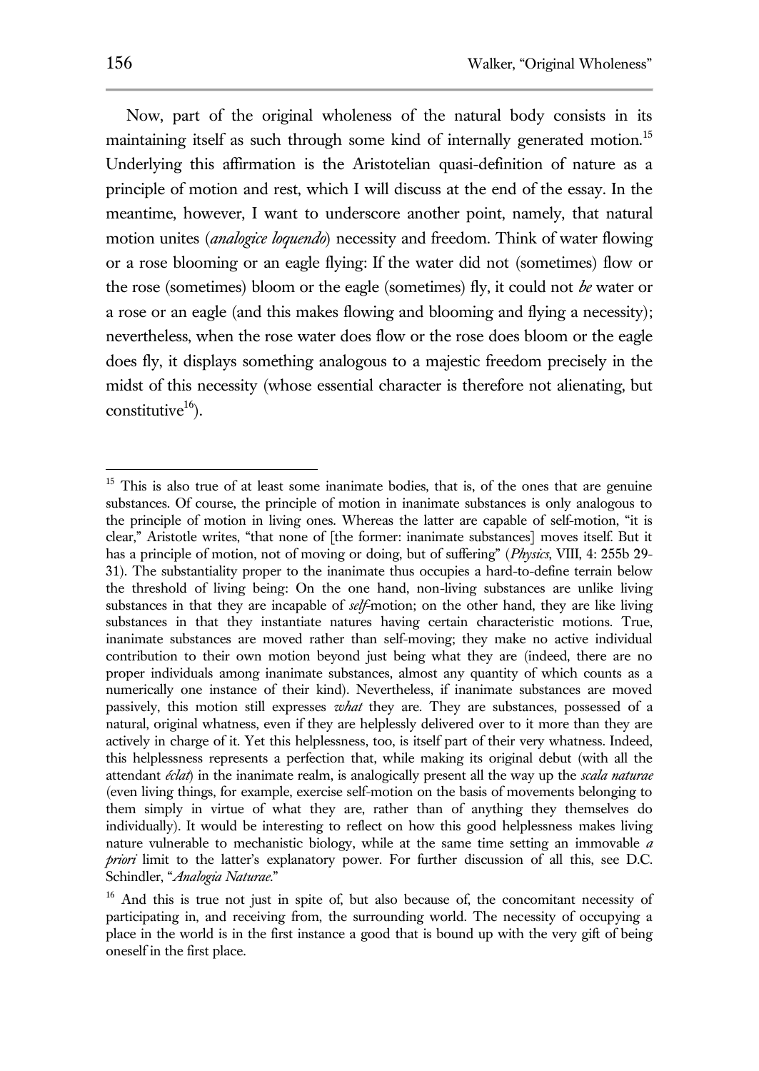Now, part of the original wholeness of the natural body consists in its maintaining itself as such through some kind of internally generated motion.[15] Underlying this affirmation is the Aristotelian quasi-definition of nature as a principle of motion and rest, which I will discuss at the end of the essay. In the meantime, however, I want to underscore another point, namely, that natural motion unites (*analogice loquendo*) necessity and freedom. Think of water flowing or a rose blooming or an eagle flying: If the water did not (sometimes) flow or the rose (sometimes) bloom or the eagle (sometimes) fly, it could not *be* water or a rose or an eagle (and this makes flowing and blooming and flying a necessity); nevertheless, when the rose water does flow or the rose does bloom or the eagle does fly, it displays something analogous to a majestic freedom precisely in the midst of this necessity (whose essential character is therefore not alienating, but constitutive[16]).

---

[15] This is also true of at least some inanimate bodies, that is, of the ones that are genuine substances. Of course, the principle of motion in inanimate substances is only analogous to the principle of motion in living ones. Whereas the latter are capable of self-motion, "it is clear," Aristotle writes, "that none of [the former: inanimate substances] moves itself. But it has a principle of motion, not of moving or doing, but of suffering" (*Physics*, VIII, 4: 255b 29-31). The substantiality proper to the inanimate thus occupies a hard-to-define terrain below the threshold of living being: On the one hand, non-living substances are unlike living substances in that they are incapable of *self*-motion; on the other hand, they are like living substances in that they instantiate natures having certain characteristic motions. True, inanimate substances are moved rather than self-moving; they make no active individual contribution to their own motion beyond just being what they are (indeed, there are no proper individuals among inanimate substances, almost any quantity of which counts as a numerically one instance of their kind). Nevertheless, if inanimate substances are moved passively, this motion still expresses *what* they are. They are substances, possessed of a natural, original whatness, even if they are helplessly delivered over to it more than they are actively in charge of it. Yet this helplessness, too, is itself part of their very whatness. Indeed, this helplessness represents a perfection that, while making its original debut (with all the attendant *éclat*) in the inanimate realm, is analogically present all the way up the *scala naturae* (even living things, for example, exercise self-motion on the basis of movements belonging to them simply in virtue of what they are, rather than of anything they themselves do individually). It would be interesting to reflect on how this good helplessness makes living nature vulnerable to mechanistic biology, while at the same time setting an immovable *a priori* limit to the latter's explanatory power. For further discussion of all this, see D.C. Schindler, "*Analogia Naturae*."

[16] And this is true not just in spite of, but also because of, the concomitant necessity of participating in, and receiving from, the surrounding world. The necessity of occupying a place in the world is in the first instance a good that is bound up with the very gift of being oneself in the first place.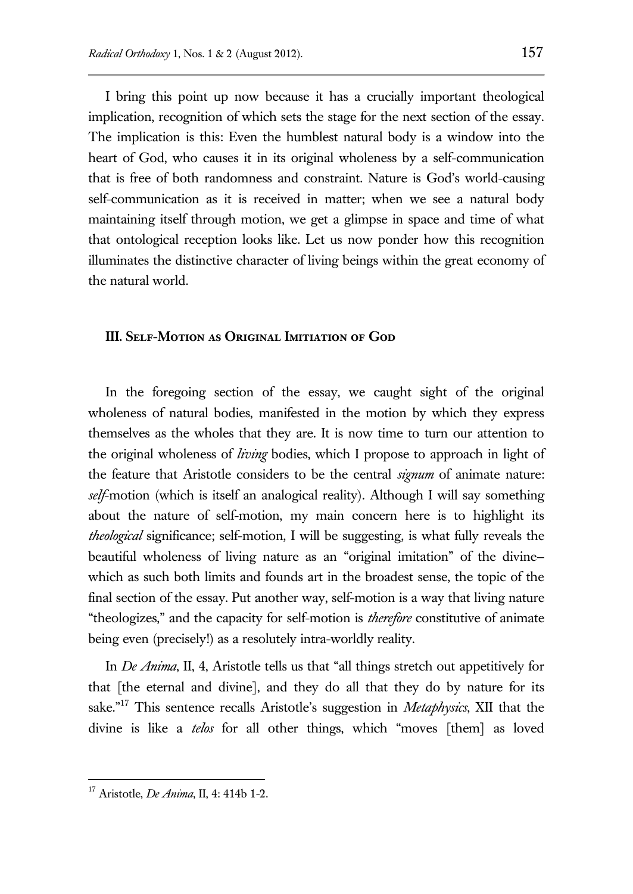I bring this point up now because it has a crucially important theological implication, recognition of which sets the stage for the next section of the essay. The implication is this: Even the humblest natural body is a window into the heart of God, who causes it in its original wholeness by a self-communication that is free of both randomness and constraint. Nature is God's world-causing self-communication as it is received in matter; when we see a natural body maintaining itself through motion, we get a glimpse in space and time of what that ontological reception looks like. Let us now ponder how this recognition illuminates the distinctive character of living beings within the great economy of the natural world.

## III. Self-Motion as Original Imitiation of God

In the foregoing section of the essay, we caught sight of the original wholeness of natural bodies, manifested in the motion by which they express themselves as the wholes that they are. It is now time to turn our attention to the original wholeness of *living* bodies, which I propose to approach in light of the feature that Aristotle considers to be the central *signum* of animate nature: *self*-motion (which is itself an analogical reality). Although I will say something about the nature of self-motion, my main concern here is to highlight its *theological* significance; self-motion, I will be suggesting, is what fully reveals the beautiful wholeness of living nature as an "original imitation" of the divine–which as such both limits and founds art in the broadest sense, the topic of the final section of the essay. Put another way, self-motion is a way that living nature "theologizes," and the capacity for self-motion is *therefore* constitutive of animate being even (precisely!) as a resolutely intra-worldly reality.

In *De Anima*, II, 4, Aristotle tells us that "all things stretch out appetitively for that [the eternal and divine], and they do all that they do by nature for its sake."[17] This sentence recalls Aristotle's suggestion in *Metaphysics*, XII that the divine is like a *telos* for all other things, which "moves [them] as loved

[17] Aristotle, *De Anima*, II, 4: 414b 1-2.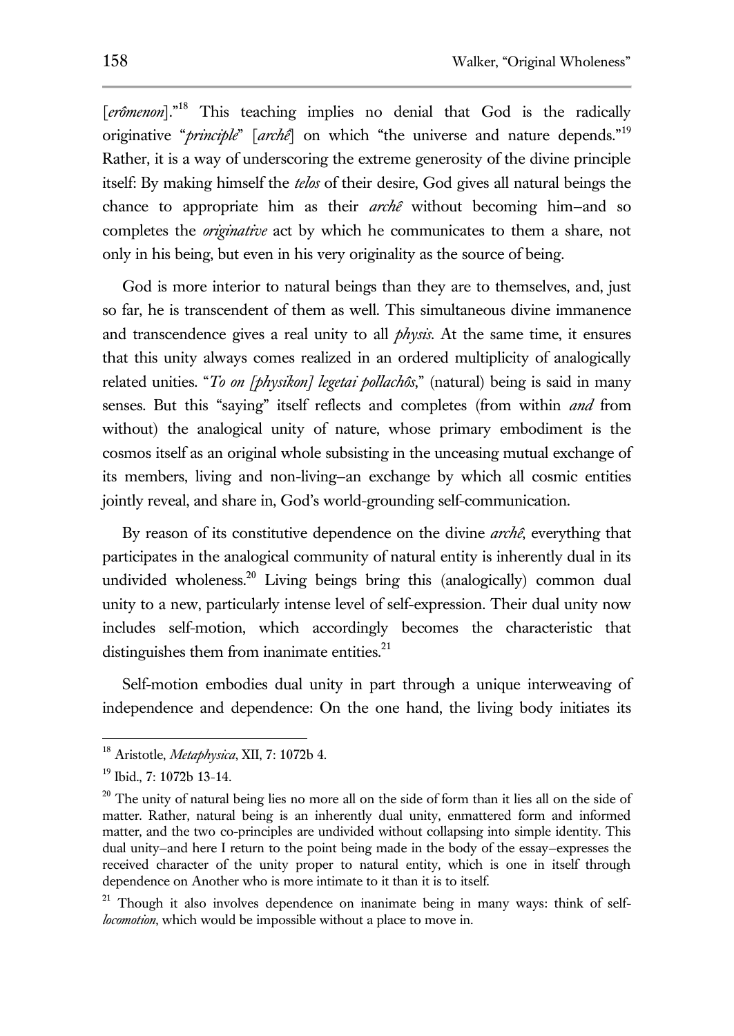[*erômenon*]."[18] This teaching implies no denial that God is the radically originative "*principle*" [*archê*] on which "the universe and nature depends."[19] Rather, it is a way of underscoring the extreme generosity of the divine principle itself: By making himself the *telos* of their desire, God gives all natural beings the chance to appropriate him as their *archê* without becoming him–and so completes the *originative* act by which he communicates to them a share, not only in his being, but even in his very originality as the source of being.

God is more interior to natural beings than they are to themselves, and, just so far, he is transcendent of them as well. This simultaneous divine immanence and transcendence gives a real unity to all *physis*. At the same time, it ensures that this unity always comes realized in an ordered multiplicity of analogically related unities. "*To on [physikon] legetai pollachôs*," (natural) being is said in many senses. But this "saying" itself reflects and completes (from within *and* from without) the analogical unity of nature, whose primary embodiment is the cosmos itself as an original whole subsisting in the unceasing mutual exchange of its members, living and non-living–an exchange by which all cosmic entities jointly reveal, and share in, God's world-grounding self-communication.

By reason of its constitutive dependence on the divine *archê*, everything that participates in the analogical community of natural entity is inherently dual in its undivided wholeness.[20] Living beings bring this (analogically) common dual unity to a new, particularly intense level of self-expression. Their dual unity now includes self-motion, which accordingly becomes the characteristic that distinguishes them from inanimate entities.[21]

Self-motion embodies dual unity in part through a unique interweaving of independence and dependence: On the one hand, the living body initiates its

---

[18] Aristotle, *Metaphysica*, XII, 7: 1072b 4.

[19] Ibid., 7: 1072b 13-14.

[20] The unity of natural being lies no more all on the side of form than it lies all on the side of matter. Rather, natural being is an inherently dual unity, enmattered form and informed matter, and the two co-principles are undivided without collapsing into simple identity. This dual unity–and here I return to the point being made in the body of the essay–expresses the received character of the unity proper to natural entity, which is one in itself through dependence on Another who is more intimate to it than it is to itself.

[21] Though it also involves dependence on inanimate being in many ways: think of self-*locomotion*, which would be impossible without a place to move in.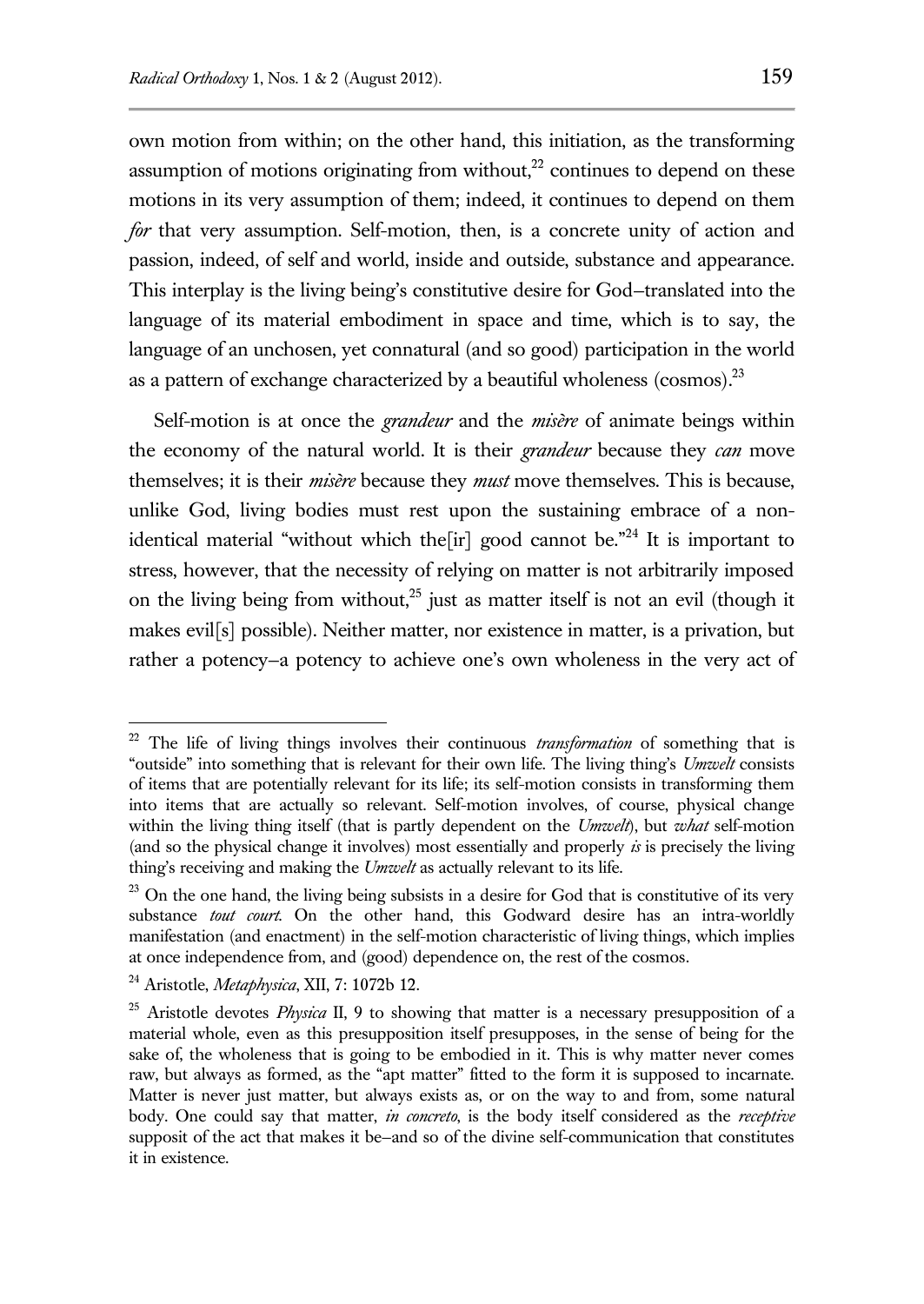own motion from within; on the other hand, this initiation, as the transforming assumption of motions originating from without,[22] continues to depend on these motions in its very assumption of them; indeed, it continues to depend on them *for* that very assumption. Self-motion, then, is a concrete unity of action and passion, indeed, of self and world, inside and outside, substance and appearance. This interplay is the living being's constitutive desire for God–translated into the language of its material embodiment in space and time, which is to say, the language of an unchosen, yet connatural (and so good) participation in the world as a pattern of exchange characterized by a beautiful wholeness (cosmos).[23]

Self-motion is at once the *grandeur* and the *misère* of animate beings within the economy of the natural world. It is their *grandeur* because they *can* move themselves; it is their *misère* because they *must* move themselves. This is because, unlike God, living bodies must rest upon the sustaining embrace of a non-identical material "without which the[ir] good cannot be."[24] It is important to stress, however, that the necessity of relying on matter is not arbitrarily imposed on the living being from without,[25] just as matter itself is not an evil (though it makes evil[s] possible). Neither matter, nor existence in matter, is a privation, but rather a potency–a potency to achieve one's own wholeness in the very act of

---

[22] The life of living things involves their continuous *transformation* of something that is "outside" into something that is relevant for their own life. The living thing's *Umwelt* consists of items that are potentially relevant for its life; its self-motion consists in transforming them into items that are actually so relevant. Self-motion involves, of course, physical change within the living thing itself (that is partly dependent on the *Umwelt*), but *what* self-motion (and so the physical change it involves) most essentially and properly *is* is precisely the living thing's receiving and making the *Umwelt* as actually relevant to its life.

[23] On the one hand, the living being subsists in a desire for God that is constitutive of its very substance *tout court*. On the other hand, this Godward desire has an intra-worldly manifestation (and enactment) in the self-motion characteristic of living things, which implies at once independence from, and (good) dependence on, the rest of the cosmos.

[24] Aristotle, *Metaphysica*, XII, 7: 1072b 12.

[25] Aristotle devotes *Physica* II, 9 to showing that matter is a necessary presupposition of a material whole, even as this presupposition itself presupposes, in the sense of being for the sake of, the wholeness that is going to be embodied in it. This is why matter never comes raw, but always as formed, as the "apt matter" fitted to the form it is supposed to incarnate. Matter is never just matter, but always exists as, or on the way to and from, some natural body. One could say that matter, *in concreto*, is the body itself considered as the *receptive* supposit of the act that makes it be–and so of the divine self-communication that constitutes it in existence.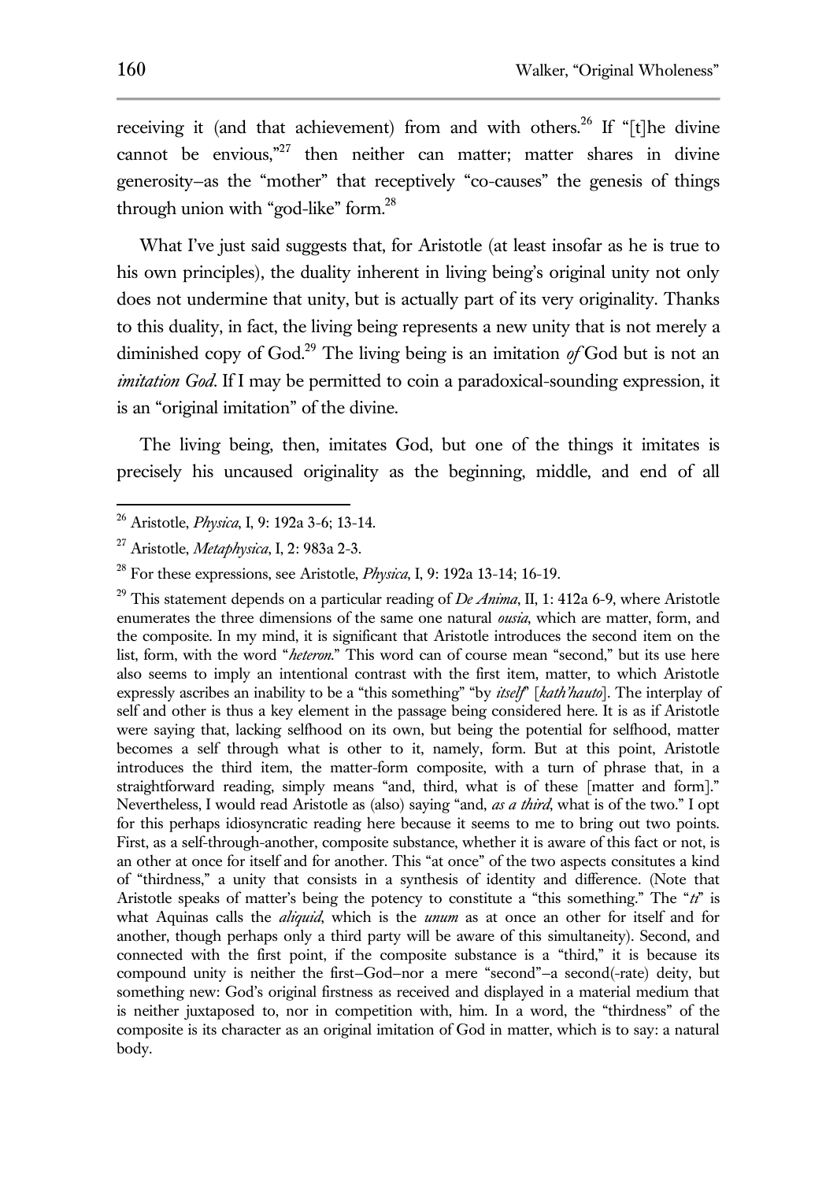receiving it (and that achievement) from and with others.[26] If "[t]he divine cannot be envious,"[27] then neither can matter; matter shares in divine generosity—as the "mother" that receptively "co-causes" the genesis of things through union with "god-like" form.[28]

What I've just said suggests that, for Aristotle (at least insofar as he is true to his own principles), the duality inherent in living being's original unity not only does not undermine that unity, but is actually part of its very originality. Thanks to this duality, in fact, the living being represents a new unity that is not merely a diminished copy of God.[29] The living being is an imitation *of* God but is not an *imitation God*. If I may be permitted to coin a paradoxical-sounding expression, it is an "original imitation" of the divine.

The living being, then, imitates God, but one of the things it imitates is precisely his uncaused originality as the beginning, middle, and end of all

---

[26] Aristotle, *Physica*, I, 9: 192a 3-6; 13-14.

[27] Aristotle, *Metaphysica*, I, 2: 983a 2-3.

[28] For these expressions, see Aristotle, *Physica*, I, 9: 192a 13-14; 16-19.

[29] This statement depends on a particular reading of *De Anima*, II, 1: 412a 6-9, where Aristotle enumerates the three dimensions of the same one natural *ousia*, which are matter, form, and the composite. In my mind, it is significant that Aristotle introduces the second item on the list, form, with the word "*heteron*." This word can of course mean "second," but its use here also seems to imply an intentional contrast with the first item, matter, to which Aristotle expressly ascribes an inability to be a "this something" "by *itself*" [*kath'hauto*]. The interplay of self and other is thus a key element in the passage being considered here. It is as if Aristotle were saying that, lacking selfhood on its own, but being the potential for selfhood, matter becomes a self through what is other to it, namely, form. But at this point, Aristotle introduces the third item, the matter-form composite, with a turn of phrase that, in a straightforward reading, simply means "and, third, what is of these [matter and form]." Nevertheless, I would read Aristotle as (also) saying "and, *as a third*, what is of the two." I opt for this perhaps idiosyncratic reading here because it seems to me to bring out two points. First, as a self-through-another, composite substance, whether it is aware of this fact or not, is an other at once for itself and for another. This "at once" of the two aspects consitutes a kind of "thirdness," a unity that consists in a synthesis of identity and difference. (Note that Aristotle speaks of matter's being the potency to constitute a "this something." The "*ti*" is what Aquinas calls the *aliquid*, which is the *unum* as at once an other for itself and for another, though perhaps only a third party will be aware of this simultaneity). Second, and connected with the first point, if the composite substance is a "third," it is because its compound unity is neither the first—God—nor a mere "second"—a second(-rate) deity, but something new: God's original firstness as received and displayed in a material medium that is neither juxtaposed to, nor in competition with, him. In a word, the "thirdness" of the composite is its character as an original imitation of God in matter, which is to say: a natural body.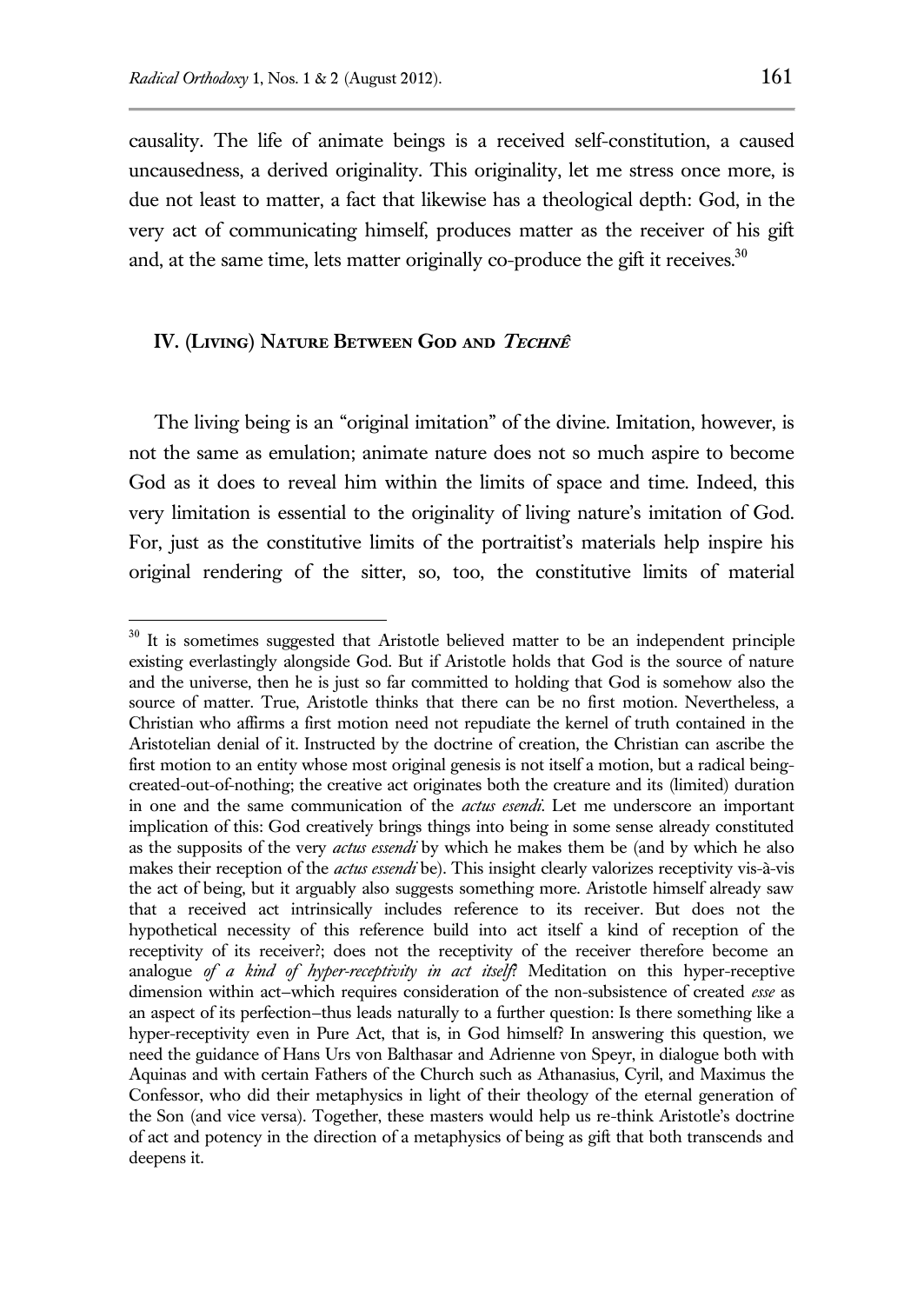causality. The life of animate beings is a received self-constitution, a caused uncausedness, a derived originality. This originality, let me stress once more, is due not least to matter, a fact that likewise has a theological depth: God, in the very act of communicating himself, produces matter as the receiver of his gift and, at the same time, lets matter originally co-produce the gift it receives.[30]

## IV. (Living) Nature Between God and *Technê*

The living being is an "original imitation" of the divine. Imitation, however, is not the same as emulation; animate nature does not so much aspire to become God as it does to reveal him within the limits of space and time. Indeed, this very limitation is essential to the originality of living nature's imitation of God. For, just as the constitutive limits of the portraitist's materials help inspire his original rendering of the sitter, so, too, the constitutive limits of material

---

[30] It is sometimes suggested that Aristotle believed matter to be an independent principle existing everlastingly alongside God. But if Aristotle holds that God is the source of nature and the universe, then he is just so far committed to holding that God is somehow also the source of matter. True, Aristotle thinks that there can be no first motion. Nevertheless, a Christian who affirms a first motion need not repudiate the kernel of truth contained in the Aristotelian denial of it. Instructed by the doctrine of creation, the Christian can ascribe the first motion to an entity whose most original genesis is not itself a motion, but a radical being-created-out-of-nothing; the creative act originates both the creature and its (limited) duration in one and the same communication of the *actus esendi*. Let me underscore an important implication of this: God creatively brings things into being in some sense already constituted as the supposits of the very *actus essendi* by which he makes them be (and by which he also makes their reception of the *actus essendi* be). This insight clearly valorizes receptivity vis-à-vis the act of being, but it arguably also suggests something more. Aristotle himself already saw that a received act intrinsically includes reference to its receiver. But does not the hypothetical necessity of this reference build into act itself a kind of reception of the receptivity of its receiver?; does not the receptivity of the receiver therefore become an analogue *of a kind of hyper-receptivity in act itself*? Meditation on this hyper-receptive dimension within act–which requires consideration of the non-subsistence of created *esse* as an aspect of its perfection–thus leads naturally to a further question: Is there something like a hyper-receptivity even in Pure Act, that is, in God himself? In answering this question, we need the guidance of Hans Urs von Balthasar and Adrienne von Speyr, in dialogue both with Aquinas and with certain Fathers of the Church such as Athanasius, Cyril, and Maximus the Confessor, who did their metaphysics in light of their theology of the eternal generation of the Son (and vice versa). Together, these masters would help us re-think Aristotle's doctrine of act and potency in the direction of a metaphysics of being as gift that both transcends and deepens it.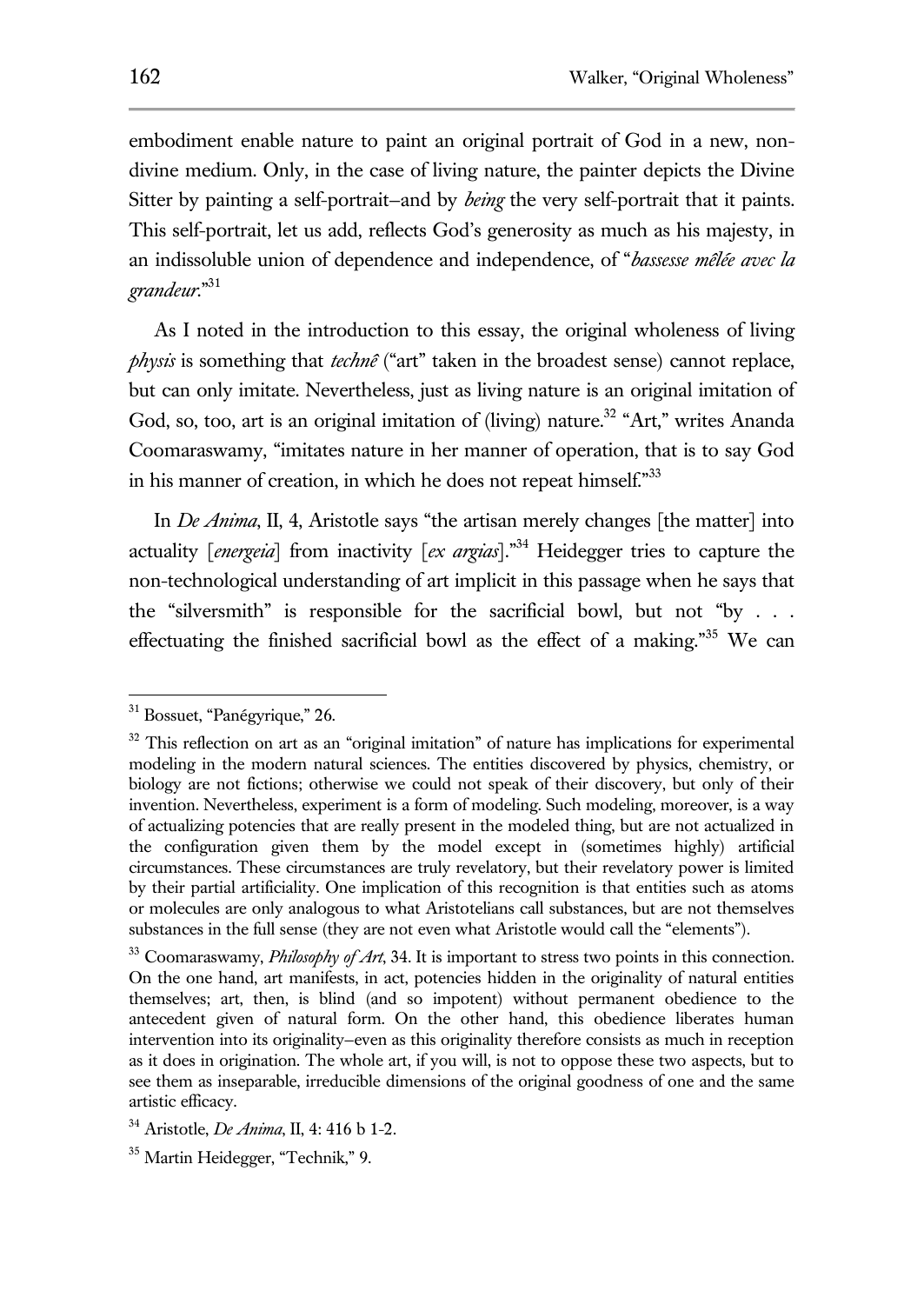embodiment enable nature to paint an original portrait of God in a new, non-divine medium. Only, in the case of living nature, the painter depicts the Divine Sitter by painting a self-portrait—and by *being* the very self-portrait that it paints. This self-portrait, let us add, reflects God's generosity as much as his majesty, in an indissoluble union of dependence and independence, of "*bassesse mêlée avec la grandeur*."[31]

As I noted in the introduction to this essay, the original wholeness of living *physis* is something that *technê* ("art" taken in the broadest sense) cannot replace, but can only imitate. Nevertheless, just as living nature is an original imitation of God, so, too, art is an original imitation of (living) nature.[32] "Art," writes Ananda Coomaraswamy, "imitates nature in her manner of operation, that is to say God in his manner of creation, in which he does not repeat himself."[33]

In *De Anima*, II, 4, Aristotle says "the artisan merely changes [the matter] into actuality [*energeia*] from inactivity [*ex argias*]."[34] Heidegger tries to capture the non-technological understanding of art implicit in this passage when he says that the "silversmith" is responsible for the sacrificial bowl, but not "by . . . effectuating the finished sacrificial bowl as the effect of a making."[35] We can

---

[31] Bossuet, "Panégyrique," 26.

[32] This reflection on art as an "original imitation" of nature has implications for experimental modeling in the modern natural sciences. The entities discovered by physics, chemistry, or biology are not fictions; otherwise we could not speak of their discovery, but only of their invention. Nevertheless, experiment is a form of modeling. Such modeling, moreover, is a way of actualizing potencies that are really present in the modeled thing, but are not actualized in the configuration given them by the model except in (sometimes highly) artificial circumstances. These circumstances are truly revelatory, but their revelatory power is limited by their partial artificiality. One implication of this recognition is that entities such as atoms or molecules are only analogous to what Aristotelians call substances, but are not themselves substances in the full sense (they are not even what Aristotle would call the "elements").

[33] Coomaraswamy, *Philosophy of Art*, 34. It is important to stress two points in this connection. On the one hand, art manifests, in act, potencies hidden in the originality of natural entities themselves; art, then, is blind (and so impotent) without permanent obedience to the antecedent given of natural form. On the other hand, this obedience liberates human intervention into its originality—even as this originality therefore consists as much in reception as it does in origination. The whole art, if you will, is not to oppose these two aspects, but to see them as inseparable, irreducible dimensions of the original goodness of one and the same artistic efficacy.

[34] Aristotle, *De Anima*, II, 4: 416 b 1-2.

[35] Martin Heidegger, "Technik," 9.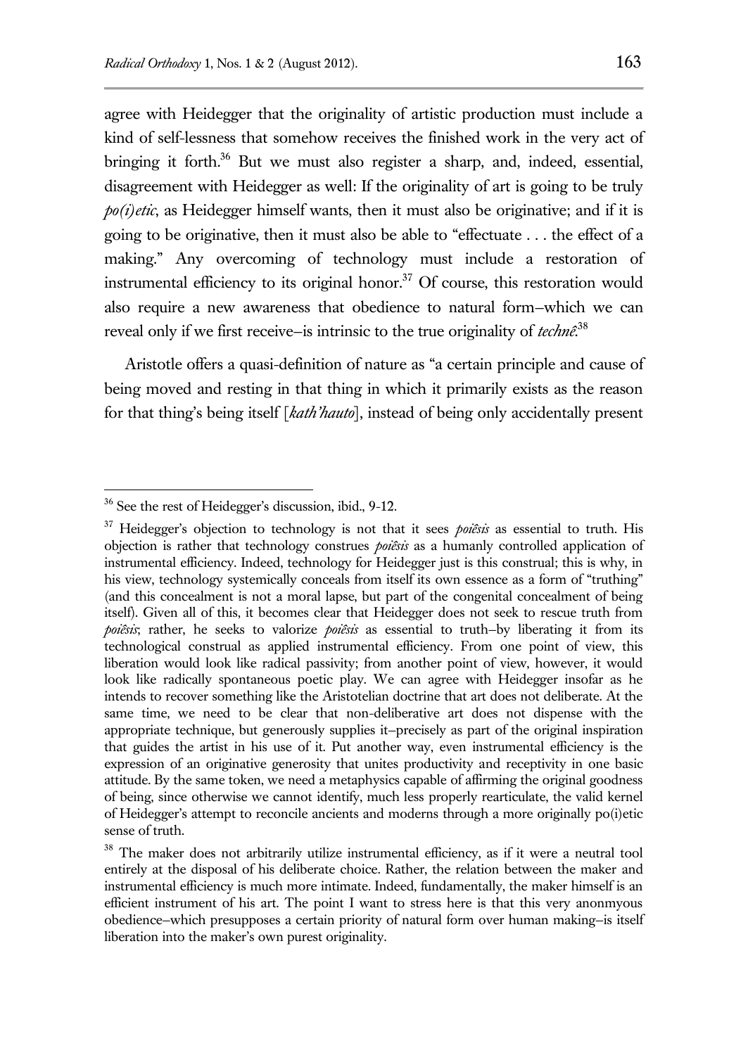agree with Heidegger that the originality of artistic production must include a kind of self-lessness that somehow receives the finished work in the very act of bringing it forth.[36] But we must also register a sharp, and, indeed, essential, disagreement with Heidegger as well: If the originality of art is going to be truly *po(i)etic*, as Heidegger himself wants, then it must also be originative; and if it is going to be originative, then it must also be able to "effectuate . . . the effect of a making." Any overcoming of technology must include a restoration of instrumental efficiency to its original honor.[37] Of course, this restoration would also require a new awareness that obedience to natural form—which we can reveal only if we first receive—is intrinsic to the true originality of *technê*.[38]

Aristotle offers a quasi-definition of nature as "a certain principle and cause of being moved and resting in that thing in which it primarily exists as the reason for that thing's being itself [*kath'hauto*], instead of being only accidentally present

---

[36] See the rest of Heidegger's discussion, ibid., 9-12.

[37] Heidegger's objection to technology is not that it sees *poiêsis* as essential to truth. His objection is rather that technology construes *poiêsis* as a humanly controlled application of instrumental efficiency. Indeed, technology for Heidegger just is this construal; this is why, in his view, technology systemically conceals from itself its own essence as a form of "truthing" (and this concealment is not a moral lapse, but part of the congenital concealment of being itself). Given all of this, it becomes clear that Heidegger does not seek to rescue truth from *poiêsis*; rather, he seeks to valorize *poiêsis* as essential to truth—by liberating it from its technological construal as applied instrumental efficiency. From one point of view, this liberation would look like radical passivity; from another point of view, however, it would look like radically spontaneous poetic play. We can agree with Heidegger insofar as he intends to recover something like the Aristotelian doctrine that art does not deliberate. At the same time, we need to be clear that non-deliberative art does not dispense with the appropriate technique, but generously supplies it—precisely as part of the original inspiration that guides the artist in his use of it. Put another way, even instrumental efficiency is the expression of an originative generosity that unites productivity and receptivity in one basic attitude. By the same token, we need a metaphysics capable of affirming the original goodness of being, since otherwise we cannot identify, much less properly rearticulate, the valid kernel of Heidegger's attempt to reconcile ancients and moderns through a more originally po(i)etic sense of truth.

[38] The maker does not arbitrarily utilize instrumental efficiency, as if it were a neutral tool entirely at the disposal of his deliberate choice. Rather, the relation between the maker and instrumental efficiency is much more intimate. Indeed, fundamentally, the maker himself is an efficient instrument of his art. The point I want to stress here is that this very anonmyous obedience—which presupposes a certain priority of natural form over human making—is itself liberation into the maker's own purest originality.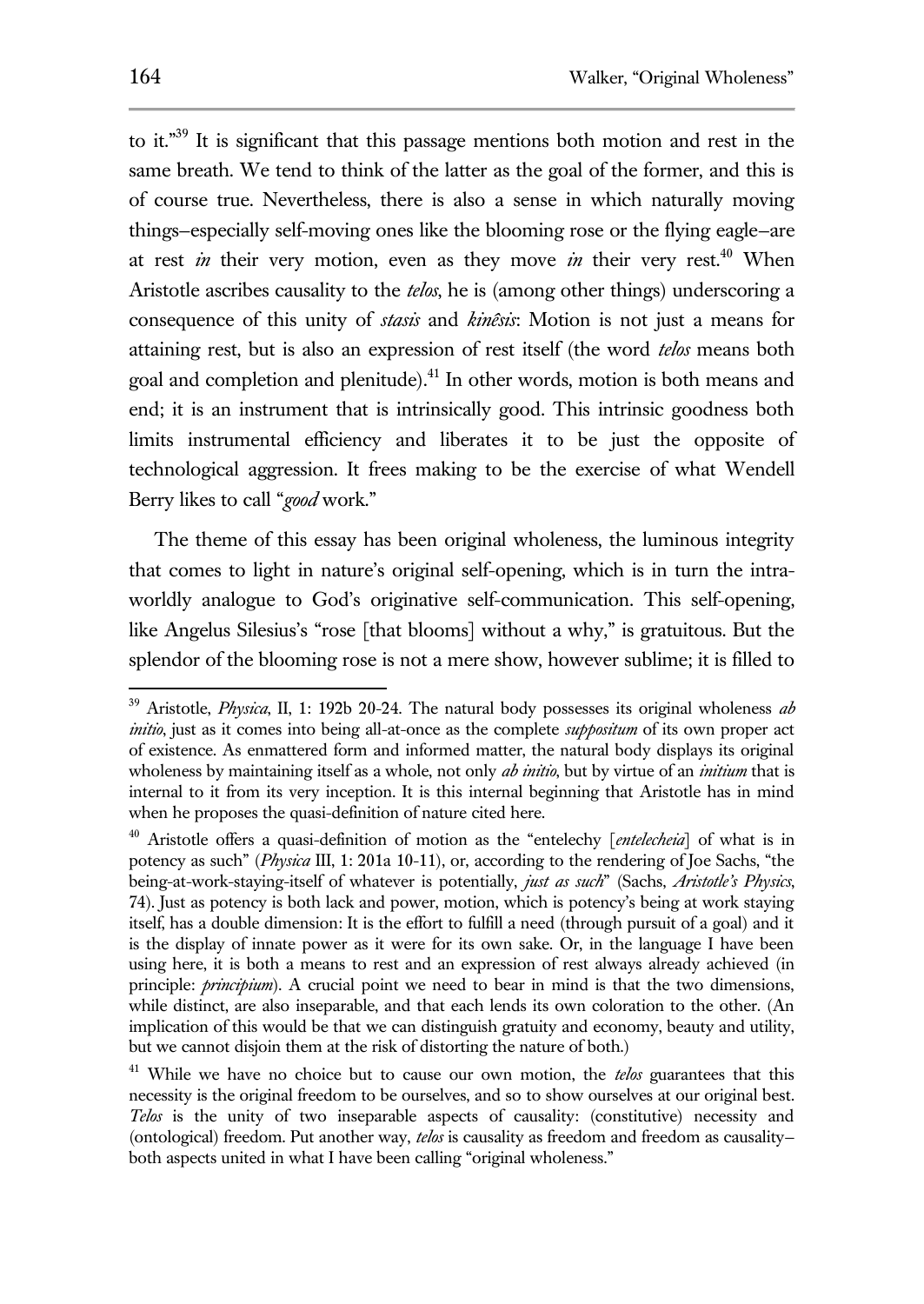to it."[39] It is significant that this passage mentions both motion and rest in the same breath. We tend to think of the latter as the goal of the former, and this is of course true. Nevertheless, there is also a sense in which naturally moving things—especially self-moving ones like the blooming rose or the flying eagle—are at rest *in* their very motion, even as they move *in* their very rest.[40] When Aristotle ascribes causality to the *telos*, he is (among other things) underscoring a consequence of this unity of *stasis* and *kinêsis*: Motion is not just a means for attaining rest, but is also an expression of rest itself (the word *telos* means both goal and completion and plenitude).[41] In other words, motion is both means and end; it is an instrument that is intrinsically good. This intrinsic goodness both limits instrumental efficiency and liberates it to be just the opposite of technological aggression. It frees making to be the exercise of what Wendell Berry likes to call "*good* work."

The theme of this essay has been original wholeness, the luminous integrity that comes to light in nature's original self-opening, which is in turn the intra-worldly analogue to God's originative self-communication. This self-opening, like Angelus Silesius's "rose [that blooms] without a why," is gratuitous. But the splendor of the blooming rose is not a mere show, however sublime; it is filled to

---

[39] Aristotle, *Physica*, II, 1: 192b 20-24. The natural body possesses its original wholeness *ab initio*, just as it comes into being all-at-once as the complete *suppositum* of its own proper act of existence. As enmattered form and informed matter, the natural body displays its original wholeness by maintaining itself as a whole, not only *ab initio*, but by virtue of an *initium* that is internal to it from its very inception. It is this internal beginning that Aristotle has in mind when he proposes the quasi-definition of nature cited here.

[40] Aristotle offers a quasi-definition of motion as the "entelechy [*entelecheia*] of what is in potency as such" (*Physica* III, 1: 201a 10-11), or, according to the rendering of Joe Sachs, "the being-at-work-staying-itself of whatever is potentially, *just as such*" (Sachs, *Aristotle's Physics*, 74). Just as potency is both lack and power, motion, which is potency's being at work staying itself, has a double dimension: It is the effort to fulfill a need (through pursuit of a goal) and it is the display of innate power as it were for its own sake. Or, in the language I have been using here, it is both a means to rest and an expression of rest always already achieved (in principle: *principium*). A crucial point we need to bear in mind is that the two dimensions, while distinct, are also inseparable, and that each lends its own coloration to the other. (An implication of this would be that we can distinguish gratuity and economy, beauty and utility, but we cannot disjoin them at the risk of distorting the nature of both.)

[41] While we have no choice but to cause our own motion, the *telos* guarantees that this necessity is the original freedom to be ourselves, and so to show ourselves at our original best. *Telos* is the unity of two inseparable aspects of causality: (constitutive) necessity and (ontological) freedom. Put another way, *telos* is causality as freedom and freedom as causality—both aspects united in what I have been calling "original wholeness."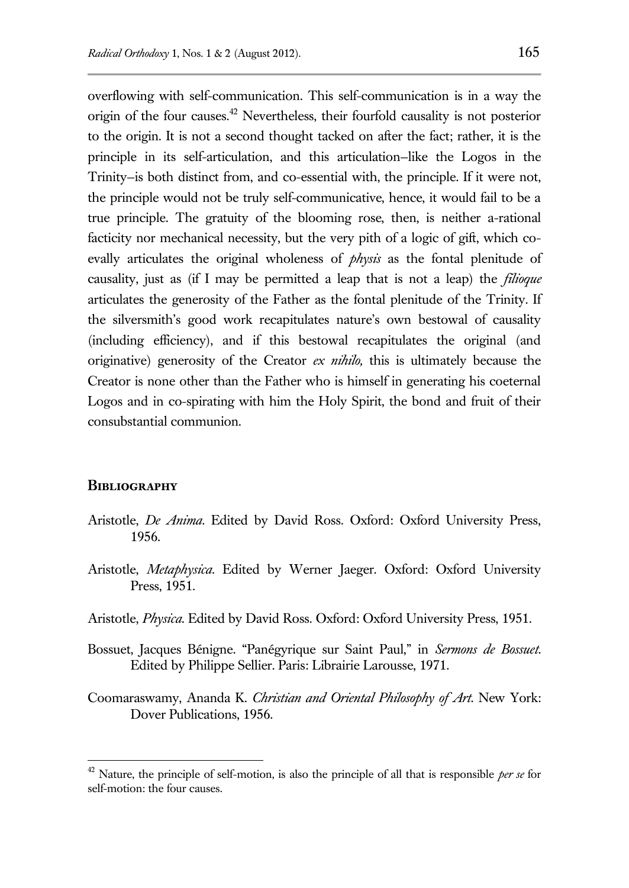overflowing with self-communication. This self-communication is in a way the origin of the four causes.[42] Nevertheless, their fourfold causality is not posterior to the origin. It is not a second thought tacked on after the fact; rather, it is the principle in its self-articulation, and this articulation—like the Logos in the Trinity—is both distinct from, and co-essential with, the principle. If it were not, the principle would not be truly self-communicative, hence, it would fail to be a true principle. The gratuity of the blooming rose, then, is neither a-rational facticity nor mechanical necessity, but the very pith of a logic of gift, which co-evally articulates the original wholeness of *physis* as the fontal plenitude of causality, just as (if I may be permitted a leap that is not a leap) the *filioque* articulates the generosity of the Father as the fontal plenitude of the Trinity. If the silversmith's good work recapitulates nature's own bestowal of causality (including efficiency), and if this bestowal recapitulates the original (and originative) generosity of the Creator *ex nihilo,* this is ultimately because the Creator is none other than the Father who is himself in generating his coeternal Logos and in co-spirating with him the Holy Spirit, the bond and fruit of their consubstantial communion.

## Bibliography

Aristotle, *De Anima*. Edited by David Ross. Oxford: Oxford University Press, 1956.

Aristotle, *Metaphysica*. Edited by Werner Jaeger. Oxford: Oxford University Press, 1951.

Aristotle, *Physica*. Edited by David Ross. Oxford: Oxford University Press, 1951.

Bossuet, Jacques Bénigne. "Panégyrique sur Saint Paul," in *Sermons de Bossuet*. Edited by Philippe Sellier. Paris: Librairie Larousse, 1971.

Coomaraswamy, Ananda K. *Christian and Oriental Philosophy of Art*. New York: Dover Publications, 1956.

---

[42] Nature, the principle of self-motion, is also the principle of all that is responsible *per se* for self-motion: the four causes.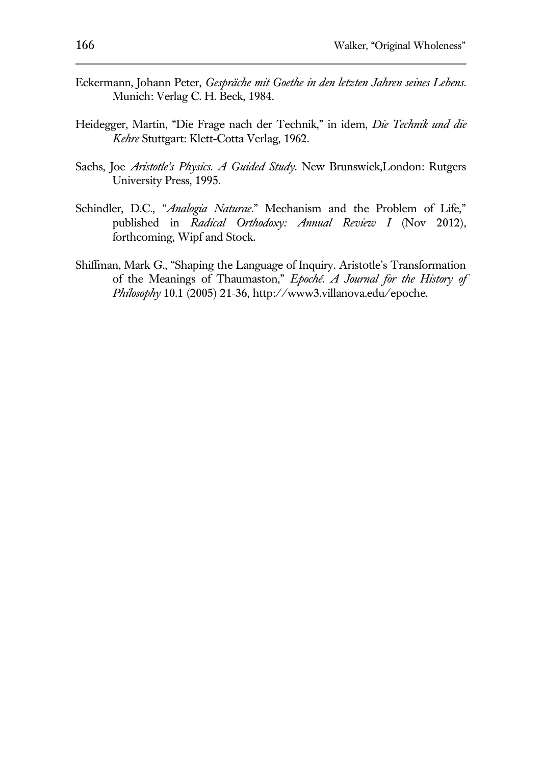Eckermann, Johann Peter, *Gespräche mit Goethe in den letzten Jahren seines Lebens*. Munich: Verlag C. H. Beck, 1984.

Heidegger, Martin, "Die Frage nach der Technik," in idem, *Die Technik und die Kehre* Stuttgart: Klett-Cotta Verlag, 1962.

Sachs, Joe *Aristotle's Physics. A Guided Study*. New Brunswick,London: Rutgers University Press, 1995.

Schindler, D.C., "*Analogia Naturae*." Mechanism and the Problem of Life," published in *Radical Orthodoxy: Annual Review I* (Nov 2012), forthcoming, Wipf and Stock.

Shiffman, Mark G., "Shaping the Language of Inquiry. Aristotle's Transformation of the Meanings of Thaumaston," *Epoché. A Journal for the History of Philosophy* 10.1 (2005) 21-36, http://www3.villanova.edu/epoche.